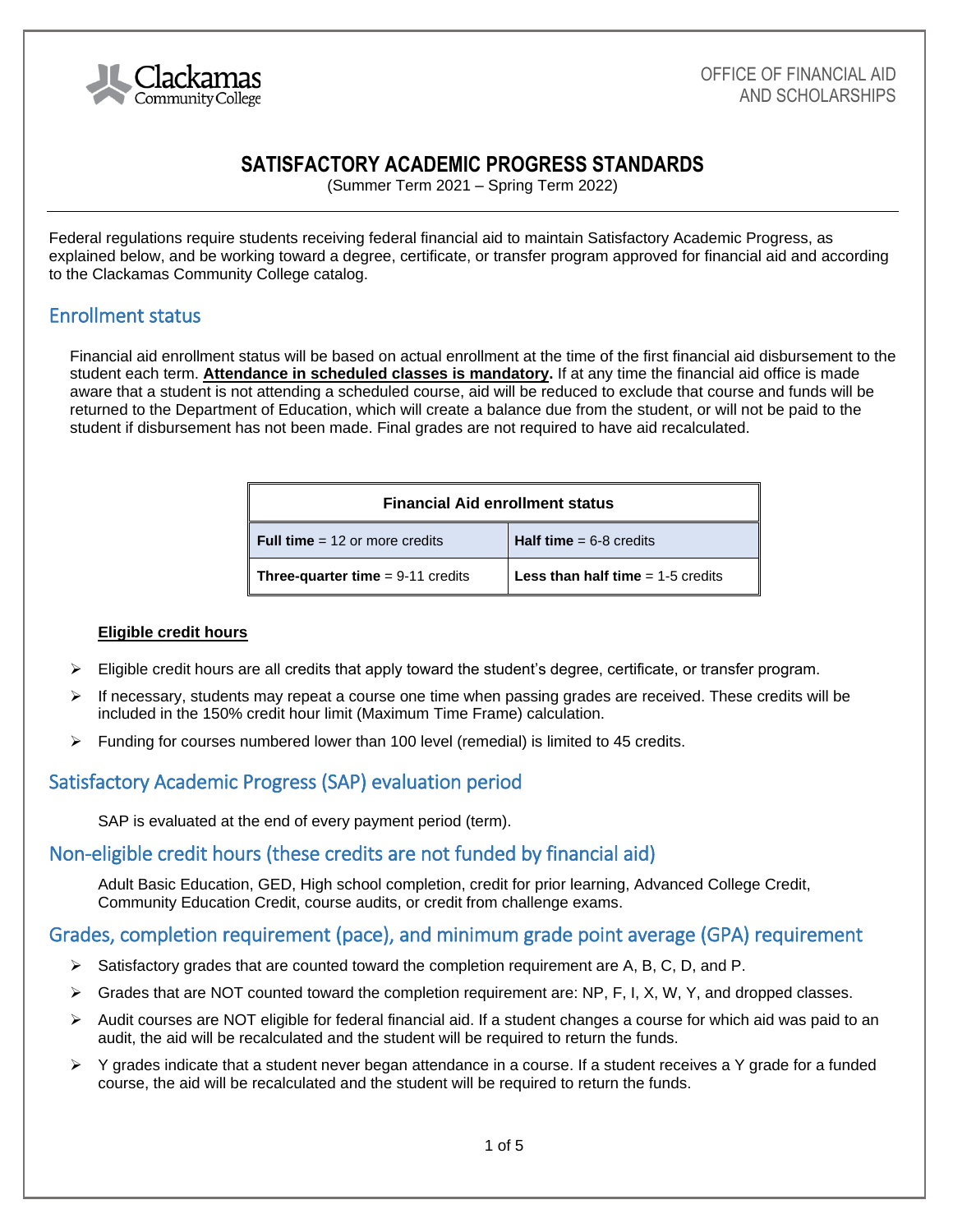OFFICE OF FINANCIAL AID AND SCHOLARSHIPS

# SATISFACTORY ACADEMIC PROGRESS STANDARDS

(Summer Term 2021 – Spring Term 2022)

Federal regulations require students receiving federal financial aid to maintain Satisfactory Academic Progress, as explained below, and be working toward a degree, certificate, or transfer program approved for financial aid and according to the Clackamas Community College catalog.

## Enrollment status

Financial aid enrollment status will be based on actual enrollment at the time of the first financial aid disbursement to the student each term. **Attendance in scheduled classes is mandatory.** If at any time the financial aid office is made aware that a student is not attending a scheduled course, aid will be reduced to exclude that course and funds will be returned to the Department of Education, which will create a balance due from the student, or will not be paid to the student if disbursement has not been made. Final grades are not required to have aid recalculated.

| Financial Aid enrollment status | |
|---|---|
| **Full time** = 12 or more credits | **Half time** = 6-8 credits |
| **Three-quarter time** = 9-11 credits | **Less than half time** = 1-5 credits |

**Eligible credit hours**

- Eligible credit hours are all credits that apply toward the student's degree, certificate, or transfer program.
- If necessary, students may repeat a course one time when passing grades are received. These credits will be included in the 150% credit hour limit (Maximum Time Frame) calculation.
- Funding for courses numbered lower than 100 level (remedial) is limited to 45 credits.

## Satisfactory Academic Progress (SAP) evaluation period

SAP is evaluated at the end of every payment period (term).

## Non-eligible credit hours (these credits are not funded by financial aid)

Adult Basic Education, GED, High school completion, credit for prior learning, Advanced College Credit, Community Education Credit, course audits, or credit from challenge exams.

## Grades, completion requirement (pace), and minimum grade point average (GPA) requirement

- Satisfactory grades that are counted toward the completion requirement are A, B, C, D, and P.
- Grades that are NOT counted toward the completion requirement are: NP, F, I, X, W, Y, and dropped classes.
- Audit courses are NOT eligible for federal financial aid. If a student changes a course for which aid was paid to an audit, the aid will be recalculated and the student will be required to return the funds.
- Y grades indicate that a student never began attendance in a course. If a student receives a Y grade for a funded course, the aid will be recalculated and the student will be required to return the funds.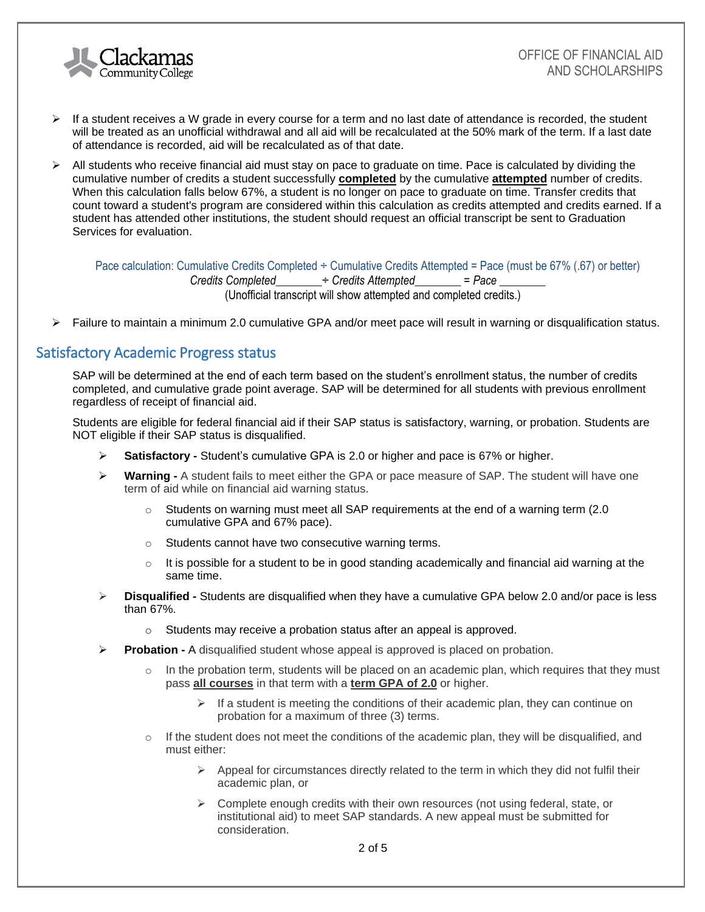- If a student receives a W grade in every course for a term and no last date of attendance is recorded, the student will be treated as an unofficial withdrawal and all aid will be recalculated at the 50% mark of the term. If a last date of attendance is recorded, aid will be recalculated as of that date.
- All students who receive financial aid must stay on pace to graduate on time. Pace is calculated by dividing the cumulative number of credits a student successfully **completed** by the cumulative **attempted** number of credits. When this calculation falls below 67%, a student is no longer on pace to graduate on time. Transfer credits that count toward a student's program are considered within this calculation as credits attempted and credits earned. If a student has attended other institutions, the student should request an official transcript be sent to Graduation Services for evaluation.

Pace calculation: Cumulative Credits Completed ÷ Cumulative Credits Attempted = Pace (must be 67% (.67) or better)

*Credits Completed_______÷ Credits Attempted_______ = Pace _______*

(Unofficial transcript will show attempted and completed credits.)

- Failure to maintain a minimum 2.0 cumulative GPA and/or meet pace will result in warning or disqualification status.

## Satisfactory Academic Progress status

SAP will be determined at the end of each term based on the student's enrollment status, the number of credits completed, and cumulative grade point average. SAP will be determined for all students with previous enrollment regardless of receipt of financial aid.

Students are eligible for federal financial aid if their SAP status is satisfactory, warning, or probation. Students are NOT eligible if their SAP status is disqualified.

- **Satisfactory -** Student's cumulative GPA is 2.0 or higher and pace is 67% or higher.
- **Warning -** A student fails to meet either the GPA or pace measure of SAP. The student will have one term of aid while on financial aid warning status.
  - Students on warning must meet all SAP requirements at the end of a warning term (2.0 cumulative GPA and 67% pace).
  - Students cannot have two consecutive warning terms.
  - It is possible for a student to be in good standing academically and financial aid warning at the same time.
- **Disqualified -** Students are disqualified when they have a cumulative GPA below 2.0 and/or pace is less than 67%.
  - Students may receive a probation status after an appeal is approved.
- **Probation -** A disqualified student whose appeal is approved is placed on probation.
  - In the probation term, students will be placed on an academic plan, which requires that they must pass **all courses** in that term with a **term GPA of 2.0** or higher.
    - If a student is meeting the conditions of their academic plan, they can continue on probation for a maximum of three (3) terms.
  - If the student does not meet the conditions of the academic plan, they will be disqualified, and must either:
    - Appeal for circumstances directly related to the term in which they did not fulfil their academic plan, or
    - Complete enough credits with their own resources (not using federal, state, or institutional aid) to meet SAP standards. A new appeal must be submitted for consideration.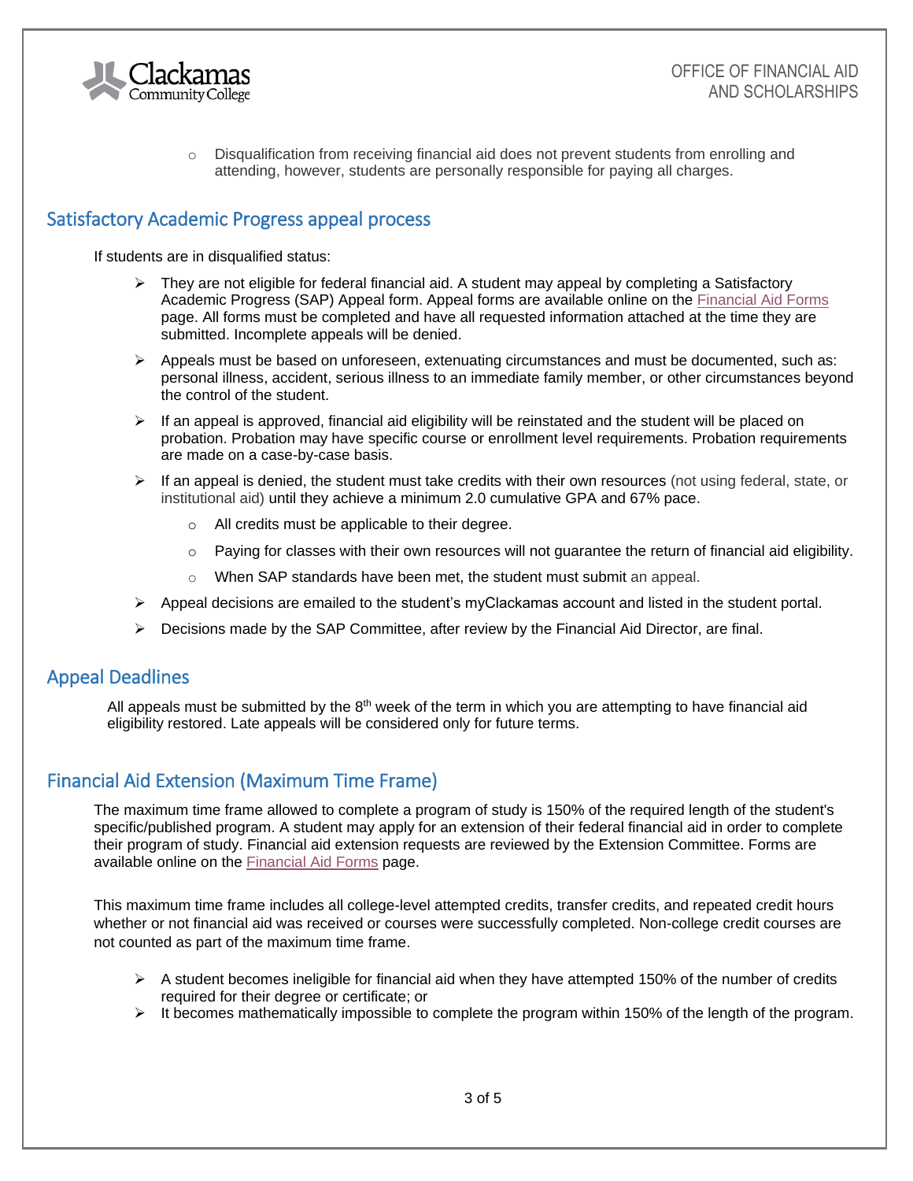- Disqualification from receiving financial aid does not prevent students from enrolling and attending, however, students are personally responsible for paying all charges.

## Satisfactory Academic Progress appeal process

If students are in disqualified status:

- They are not eligible for federal financial aid. A student may appeal by completing a Satisfactory Academic Progress (SAP) Appeal form. Appeal forms are available online on the Financial Aid Forms page. All forms must be completed and have all requested information attached at the time they are submitted. Incomplete appeals will be denied.
- Appeals must be based on unforeseen, extenuating circumstances and must be documented, such as: personal illness, accident, serious illness to an immediate family member, or other circumstances beyond the control of the student.
- If an appeal is approved, financial aid eligibility will be reinstated and the student will be placed on probation. Probation may have specific course or enrollment level requirements. Probation requirements are made on a case-by-case basis.
- If an appeal is denied, the student must take credits with their own resources (not using federal, state, or institutional aid) until they achieve a minimum 2.0 cumulative GPA and 67% pace.
  - All credits must be applicable to their degree.
  - Paying for classes with their own resources will not guarantee the return of financial aid eligibility.
  - When SAP standards have been met, the student must submit an appeal.
- Appeal decisions are emailed to the student's myClackamas account and listed in the student portal.
- Decisions made by the SAP Committee, after review by the Financial Aid Director, are final.

## Appeal Deadlines

All appeals must be submitted by the 8th week of the term in which you are attempting to have financial aid eligibility restored. Late appeals will be considered only for future terms.

## Financial Aid Extension (Maximum Time Frame)

The maximum time frame allowed to complete a program of study is 150% of the required length of the student's specific/published program. A student may apply for an extension of their federal financial aid in order to complete their program of study. Financial aid extension requests are reviewed by the Extension Committee. Forms are available online on the Financial Aid Forms page.

This maximum time frame includes all college-level attempted credits, transfer credits, and repeated credit hours whether or not financial aid was received or courses were successfully completed. Non-college credit courses are not counted as part of the maximum time frame.

- A student becomes ineligible for financial aid when they have attempted 150% of the number of credits required for their degree or certificate; or
- It becomes mathematically impossible to complete the program within 150% of the length of the program.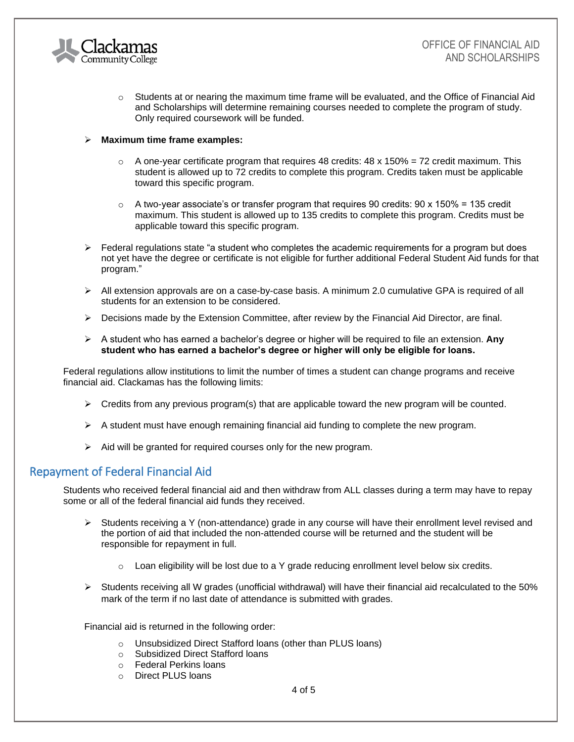- Students at or nearing the maximum time frame will be evaluated, and the Office of Financial Aid and Scholarships will determine remaining courses needed to complete the program of study. Only required coursework will be funded.

- **Maximum time frame examples:**
  - A one-year certificate program that requires 48 credits: 48 x 150% = 72 credit maximum. This student is allowed up to 72 credits to complete this program. Credits taken must be applicable toward this specific program.
  - A two-year associate's or transfer program that requires 90 credits: 90 x 150% = 135 credit maximum. This student is allowed up to 135 credits to complete this program. Credits must be applicable toward this specific program.

- Federal regulations state "a student who completes the academic requirements for a program but does not yet have the degree or certificate is not eligible for further additional Federal Student Aid funds for that program."

- All extension approvals are on a case-by-case basis. A minimum 2.0 cumulative GPA is required of all students for an extension to be considered.

- Decisions made by the Extension Committee, after review by the Financial Aid Director, are final.

- A student who has earned a bachelor's degree or higher will be required to file an extension. **Any student who has earned a bachelor's degree or higher will only be eligible for loans.**

Federal regulations allow institutions to limit the number of times a student can change programs and receive financial aid. Clackamas has the following limits:

- Credits from any previous program(s) that are applicable toward the new program will be counted.
- A student must have enough remaining financial aid funding to complete the new program.
- Aid will be granted for required courses only for the new program.

## Repayment of Federal Financial Aid

Students who received federal financial aid and then withdraw from ALL classes during a term may have to repay some or all of the federal financial aid funds they received.

- Students receiving a Y (non-attendance) grade in any course will have their enrollment level revised and the portion of aid that included the non-attended course will be returned and the student will be responsible for repayment in full.
  - Loan eligibility will be lost due to a Y grade reducing enrollment level below six credits.
- Students receiving all W grades (unofficial withdrawal) will have their financial aid recalculated to the 50% mark of the term if no last date of attendance is submitted with grades.

Financial aid is returned in the following order:

- Unsubsidized Direct Stafford loans (other than PLUS loans)
- Subsidized Direct Stafford loans
- Federal Perkins loans
- Direct PLUS loans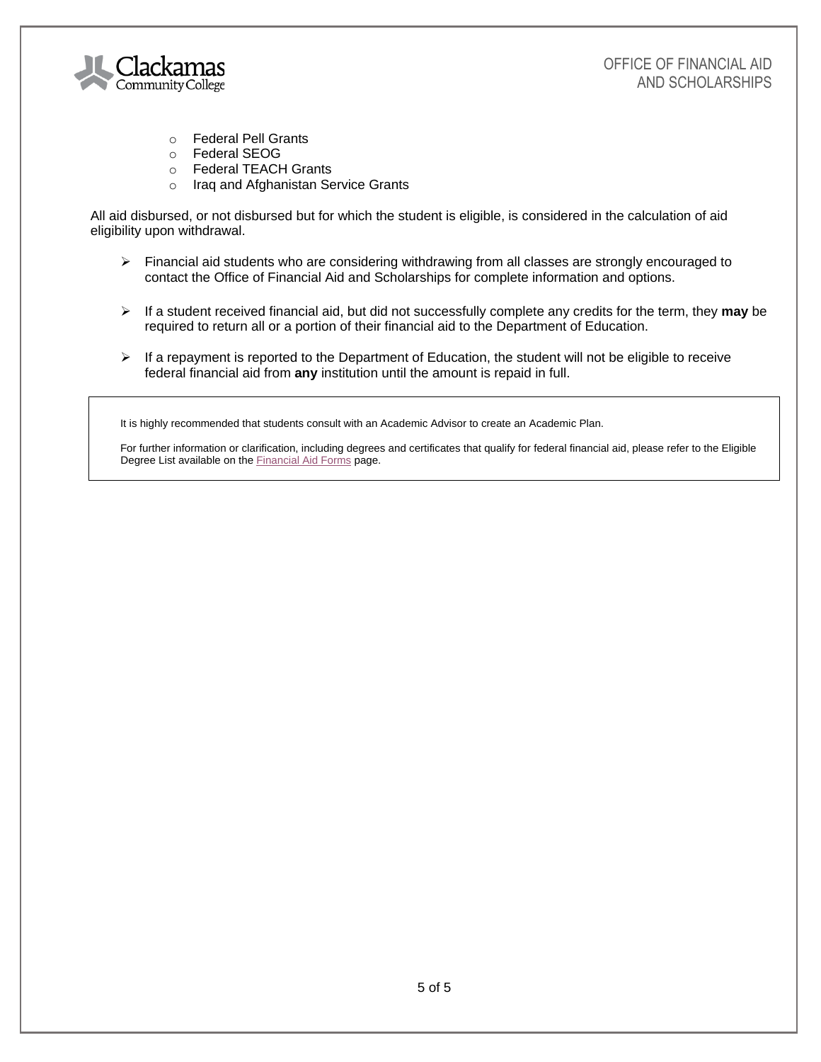- Federal Pell Grants
- Federal SEOG
- Federal TEACH Grants
- Iraq and Afghanistan Service Grants

All aid disbursed, or not disbursed but for which the student is eligible, is considered in the calculation of aid eligibility upon withdrawal.

- Financial aid students who are considering withdrawing from all classes are strongly encouraged to contact the Office of Financial Aid and Scholarships for complete information and options.
- If a student received financial aid, but did not successfully complete any credits for the term, they **may** be required to return all or a portion of their financial aid to the Department of Education.
- If a repayment is reported to the Department of Education, the student will not be eligible to receive federal financial aid from **any** institution until the amount is repaid in full.

It is highly recommended that students consult with an Academic Advisor to create an Academic Plan.

For further information or clarification, including degrees and certificates that qualify for federal financial aid, please refer to the Eligible Degree List available on the Financial Aid Forms page.